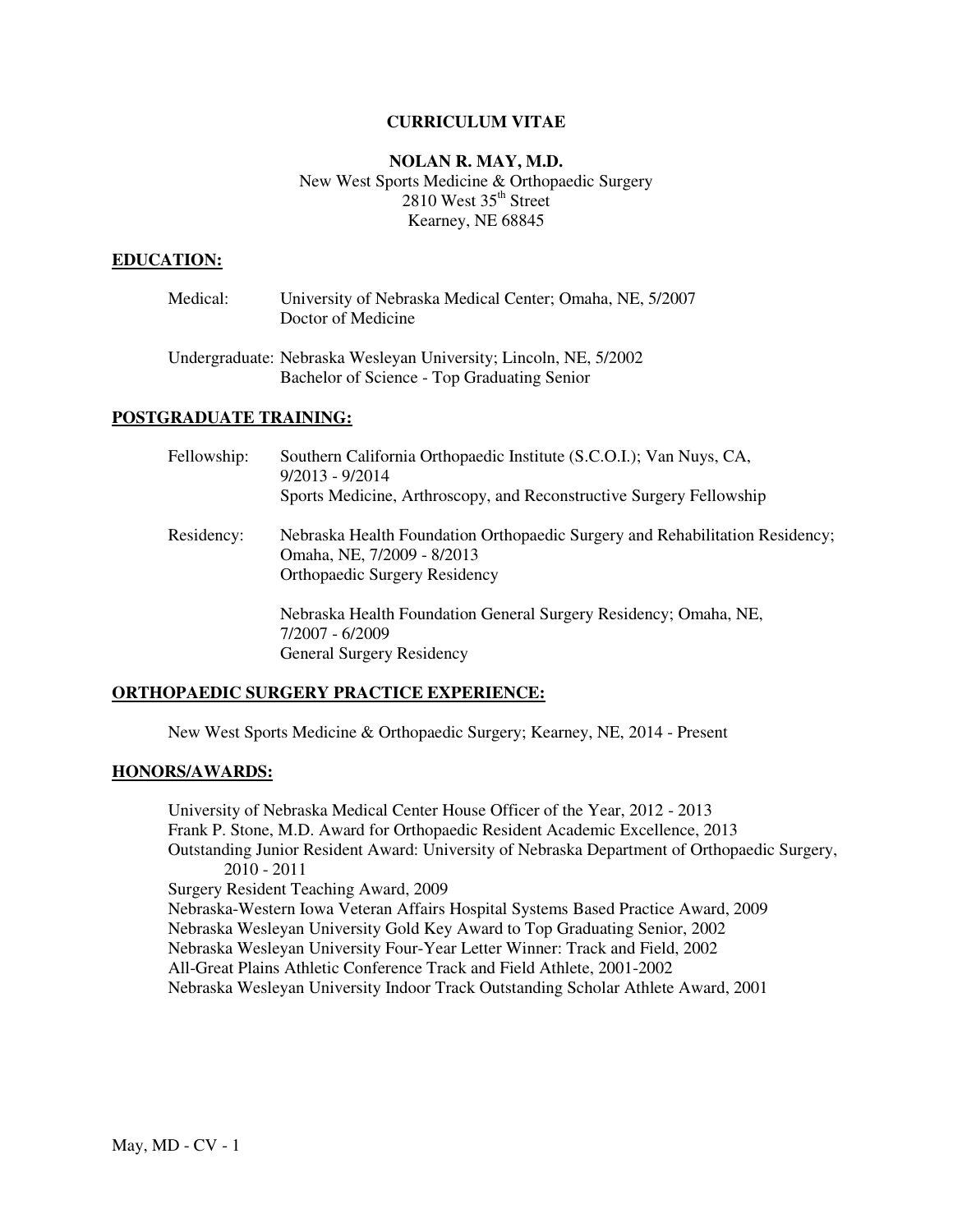# CURRICULUM VITAE

## NOLAN R. MAY, M.D.

New West Sports Medicine & Orthopaedic Surgery
2810 West 35th Street
Kearney, NE 68845

## EDUCATION:

Medical: University of Nebraska Medical Center; Omaha, NE, 5/2007
Doctor of Medicine

Undergraduate: Nebraska Wesleyan University; Lincoln, NE, 5/2002
Bachelor of Science - Top Graduating Senior

## POSTGRADUATE TRAINING:

Fellowship: Southern California Orthopaedic Institute (S.C.O.I.); Van Nuys, CA, 9/2013 - 9/2014
Sports Medicine, Arthroscopy, and Reconstructive Surgery Fellowship

Residency: Nebraska Health Foundation Orthopaedic Surgery and Rehabilitation Residency; Omaha, NE, 7/2009 - 8/2013
Orthopaedic Surgery Residency

Nebraska Health Foundation General Surgery Residency; Omaha, NE, 7/2007 - 6/2009
General Surgery Residency

## ORTHOPAEDIC SURGERY PRACTICE EXPERIENCE:

New West Sports Medicine & Orthopaedic Surgery; Kearney, NE, 2014 - Present

## HONORS/AWARDS:

University of Nebraska Medical Center House Officer of the Year, 2012 - 2013
Frank P. Stone, M.D. Award for Orthopaedic Resident Academic Excellence, 2013
Outstanding Junior Resident Award: University of Nebraska Department of Orthopaedic Surgery, 2010 - 2011
Surgery Resident Teaching Award, 2009
Nebraska-Western Iowa Veteran Affairs Hospital Systems Based Practice Award, 2009
Nebraska Wesleyan University Gold Key Award to Top Graduating Senior, 2002
Nebraska Wesleyan University Four-Year Letter Winner: Track and Field, 2002
All-Great Plains Athletic Conference Track and Field Athlete, 2001-2002
Nebraska Wesleyan University Indoor Track Outstanding Scholar Athlete Award, 2001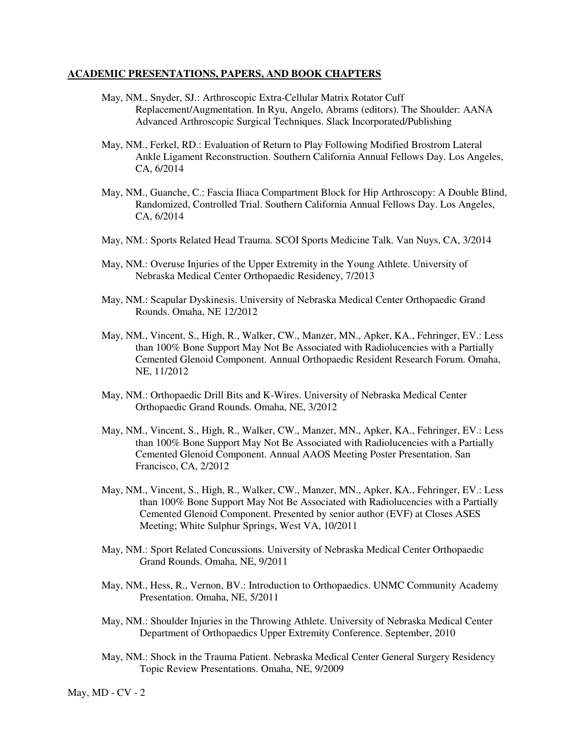## ACADEMIC PRESENTATIONS, PAPERS, AND BOOK CHAPTERS

May, NM., Snyder, SJ.: Arthroscopic Extra-Cellular Matrix Rotator Cuff Replacement/Augmentation. In Ryu, Angelo, Abrams (editors). The Shoulder: AANA Advanced Arthroscopic Surgical Techniques. Slack Incorporated/Publishing

May, NM., Ferkel, RD.: Evaluation of Return to Play Following Modified Brostrom Lateral Ankle Ligament Reconstruction. Southern California Annual Fellows Day. Los Angeles, CA, 6/2014

May, NM., Guanche, C.: Fascia Iliaca Compartment Block for Hip Arthroscopy: A Double Blind, Randomized, Controlled Trial. Southern California Annual Fellows Day. Los Angeles, CA, 6/2014

May, NM.: Sports Related Head Trauma. SCOI Sports Medicine Talk. Van Nuys, CA, 3/2014

May, NM.: Overuse Injuries of the Upper Extremity in the Young Athlete. University of Nebraska Medical Center Orthopaedic Residency, 7/2013

May, NM.: Scapular Dyskinesis. University of Nebraska Medical Center Orthopaedic Grand Rounds. Omaha, NE 12/2012

May, NM., Vincent, S., High, R., Walker, CW., Manzer, MN., Apker, KA., Fehringer, EV.: Less than 100% Bone Support May Not Be Associated with Radiolucencies with a Partially Cemented Glenoid Component. Annual Orthopaedic Resident Research Forum. Omaha, NE, 11/2012

May, NM.: Orthopaedic Drill Bits and K-Wires. University of Nebraska Medical Center Orthopaedic Grand Rounds. Omaha, NE, 3/2012

May, NM., Vincent, S., High, R., Walker, CW., Manzer, MN., Apker, KA., Fehringer, EV.: Less than 100% Bone Support May Not Be Associated with Radiolucencies with a Partially Cemented Glenoid Component. Annual AAOS Meeting Poster Presentation. San Francisco, CA, 2/2012

May, NM., Vincent, S., High, R., Walker, CW., Manzer, MN., Apker, KA., Fehringer, EV.: Less than 100% Bone Support May Not Be Associated with Radiolucencies with a Partially Cemented Glenoid Component. Presented by senior author (EVF) at Closes ASES Meeting; White Sulphur Springs, West VA, 10/2011

May, NM.: Sport Related Concussions. University of Nebraska Medical Center Orthopaedic Grand Rounds. Omaha, NE, 9/2011

May, NM., Hess, R., Vernon, BV.: Introduction to Orthopaedics. UNMC Community Academy Presentation. Omaha, NE, 5/2011

May, NM.: Shoulder Injuries in the Throwing Athlete. University of Nebraska Medical Center Department of Orthopaedics Upper Extremity Conference. September, 2010

May, NM.: Shock in the Trauma Patient. Nebraska Medical Center General Surgery Residency Topic Review Presentations. Omaha, NE, 9/2009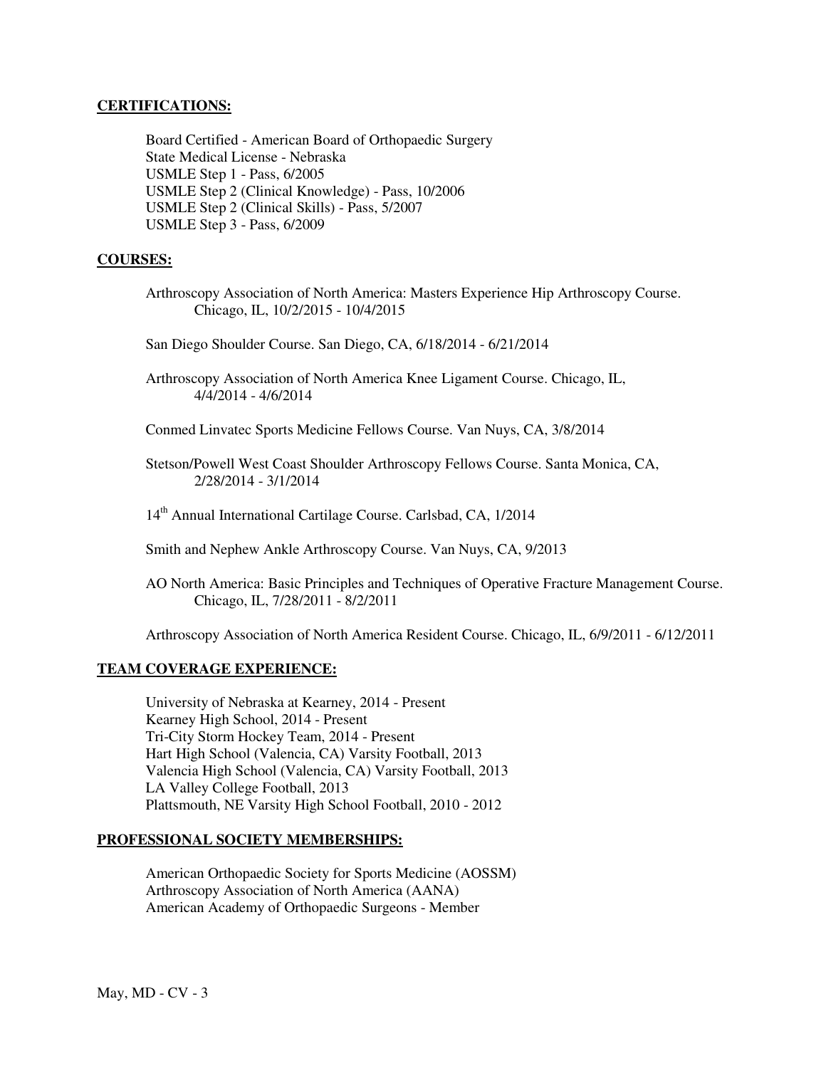## CERTIFICATIONS:

Board Certified - American Board of Orthopaedic Surgery
State Medical License - Nebraska
USMLE Step 1 - Pass, 6/2005
USMLE Step 2 (Clinical Knowledge) - Pass, 10/2006
USMLE Step 2 (Clinical Skills) - Pass, 5/2007
USMLE Step 3 - Pass, 6/2009

## COURSES:

Arthroscopy Association of North America: Masters Experience Hip Arthroscopy Course. Chicago, IL, 10/2/2015 - 10/4/2015

San Diego Shoulder Course. San Diego, CA, 6/18/2014 - 6/21/2014

Arthroscopy Association of North America Knee Ligament Course. Chicago, IL, 4/4/2014 - 4/6/2014

Conmed Linvatec Sports Medicine Fellows Course. Van Nuys, CA, 3/8/2014

Stetson/Powell West Coast Shoulder Arthroscopy Fellows Course. Santa Monica, CA, 2/28/2014 - 3/1/2014

14th Annual International Cartilage Course. Carlsbad, CA, 1/2014

Smith and Nephew Ankle Arthroscopy Course. Van Nuys, CA, 9/2013

AO North America: Basic Principles and Techniques of Operative Fracture Management Course. Chicago, IL, 7/28/2011 - 8/2/2011

Arthroscopy Association of North America Resident Course. Chicago, IL, 6/9/2011 - 6/12/2011

## TEAM COVERAGE EXPERIENCE:

University of Nebraska at Kearney, 2014 - Present
Kearney High School, 2014 - Present
Tri-City Storm Hockey Team, 2014 - Present
Hart High School (Valencia, CA) Varsity Football, 2013
Valencia High School (Valencia, CA) Varsity Football, 2013
LA Valley College Football, 2013
Plattsmouth, NE Varsity High School Football, 2010 - 2012

## PROFESSIONAL SOCIETY MEMBERSHIPS:

American Orthopaedic Society for Sports Medicine (AOSSM)
Arthroscopy Association of North America (AANA)
American Academy of Orthopaedic Surgeons - Member